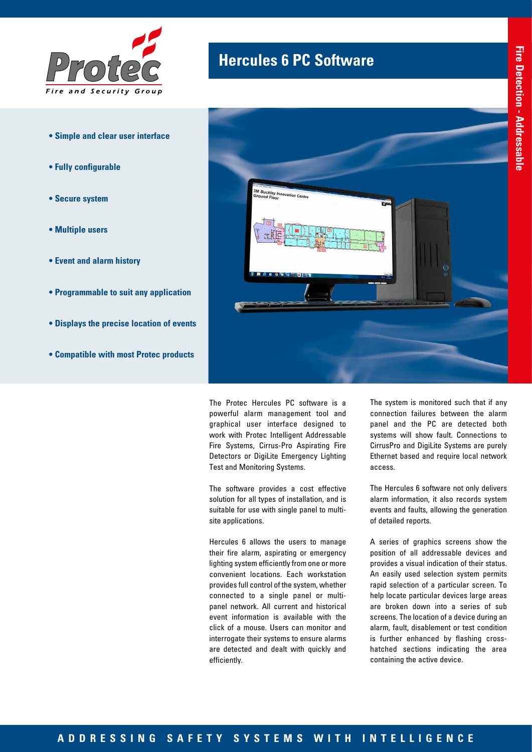# Hercules 6 PC Software

- **Simple and clear user interface**
- **Fully configurable**
- **Secure system**
- **Multiple users**
- **Event and alarm history**
- **Programmable to suit any application**
- **Displays the precise location of events**
- **Compatible with most Protec products**

The Protec Hercules PC software is a powerful alarm management tool and graphical user interface designed to work with Protec Intelligent Addressable Fire Systems, Cirrus-Pro Aspirating Fire Detectors or DigiLite Emergency Lighting Test and Monitoring Systems.

The software provides a cost effective solution for all types of installation, and is suitable for use with single panel to multi-site applications.

Hercules 6 allows the users to manage their fire alarm, aspirating or emergency lighting system efficiently from one or more convenient locations. Each workstation provides full control of the system, whether connected to a single panel or multi-panel network. All current and historical event information is available with the click of a mouse. Users can monitor and interrogate their systems to ensure alarms are detected and dealt with quickly and efficiently.

The system is monitored such that if any connection failures between the alarm panel and the PC are detected both systems will show fault. Connections to CirrusPro and DigiLite Systems are purely Ethernet based and require local network access.

The Hercules 6 software not only delivers alarm information, it also records system events and faults, allowing the generation of detailed reports.

A series of graphics screens show the position of all addressable devices and provides a visual indication of their status. An easily used selection system permits rapid selection of a particular screen. To help locate particular devices large areas are broken down into a series of sub screens. The location of a device during an alarm, fault, disablement or test condition is further enhanced by flashing cross-hatched sections indicating the area containing the active device.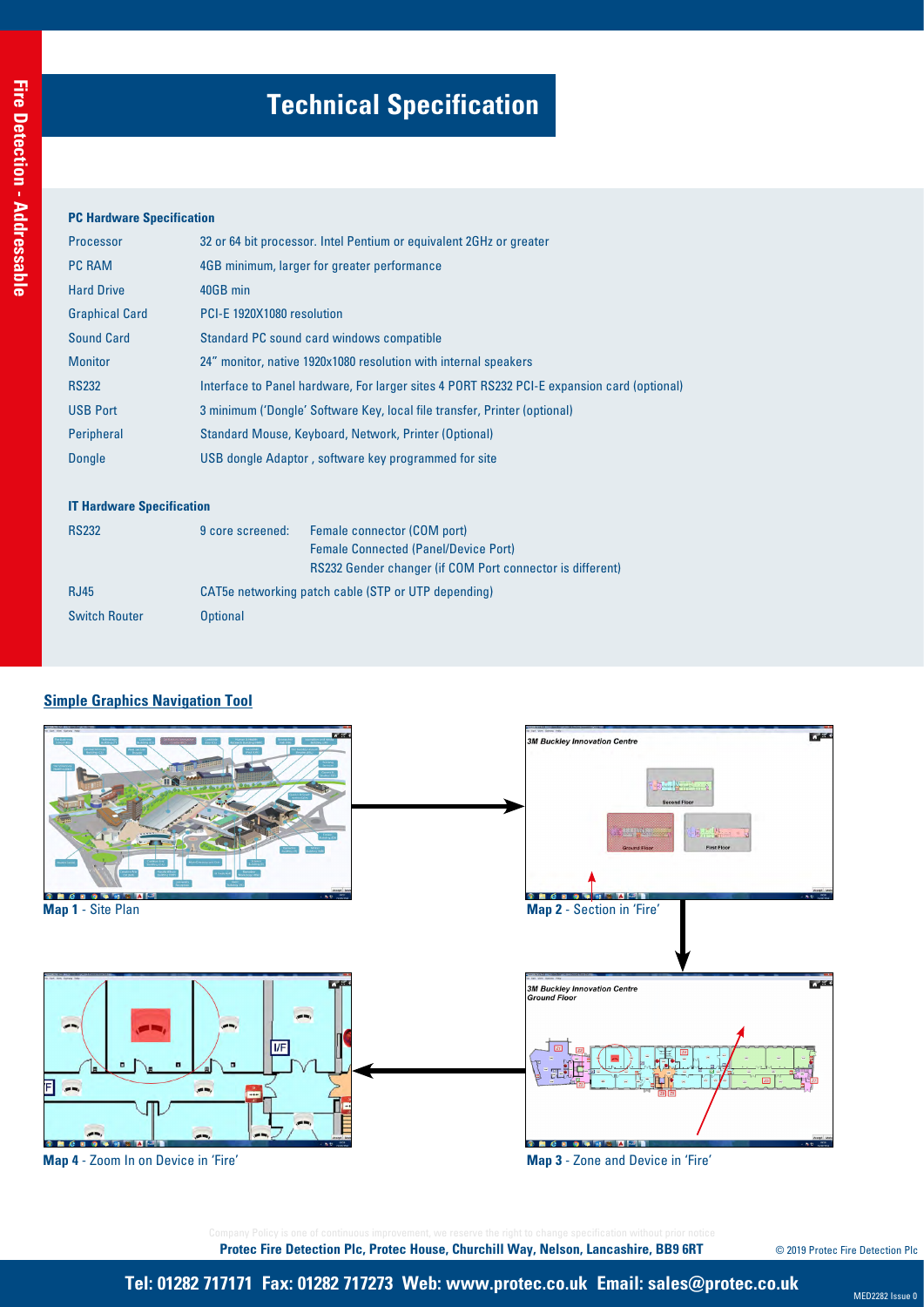# Technical Specification

### PC Hardware Specification

| | |
|---|---|
| Processor | 32 or 64 bit processor. Intel Pentium or equivalent 2GHz or greater |
| PC RAM | 4GB minimum, larger for greater performance |
| Hard Drive | 40GB min |
| Graphical Card | PCI-E 1920X1080 resolution |
| Sound Card | Standard PC sound card windows compatible |
| Monitor | 24" monitor, native 1920x1080 resolution with internal speakers |
| RS232 | Interface to Panel hardware, For larger sites 4 PORT RS232 PCI-E expansion card (optional) |
| USB Port | 3 minimum ('Dongle' Software Key, local file transfer, Printer (optional) |
| Peripheral | Standard Mouse, Keyboard, Network, Printer (Optional) |
| Dongle | USB dongle Adaptor , software key programmed for site |

### IT Hardware Specification

| | | |
|---|---|---|
| RS232 | 9 core screened: | Female connector (COM port)<br>Female Connected (Panel/Device Port)<br>RS232 Gender changer (if COM Port connector is different) |
| RJ45 | CAT5e networking patch cable (STP or UTP depending) | |
| Switch Router | Optional | |

### Simple Graphics Navigation Tool

**Map 1** - Site Plan

**Map 2** - Section in 'Fire'

**Map 3** - Zone and Device in 'Fire'

**Map 4** - Zoom In on Device in 'Fire'

Company Policy is one of continuous improvement, we reserve the right to change specification without prior notice

**Protec Fire Detection Plc, Protec House, Churchill Way, Nelson, Lancashire, BB9 6RT**

© 2019 Protec Fire Detection Plc

**Tel: 01282 717171 Fax: 01282 717273 Web: www.protec.co.uk Email: sales@protec.co.uk**

MED2282 Issue 0